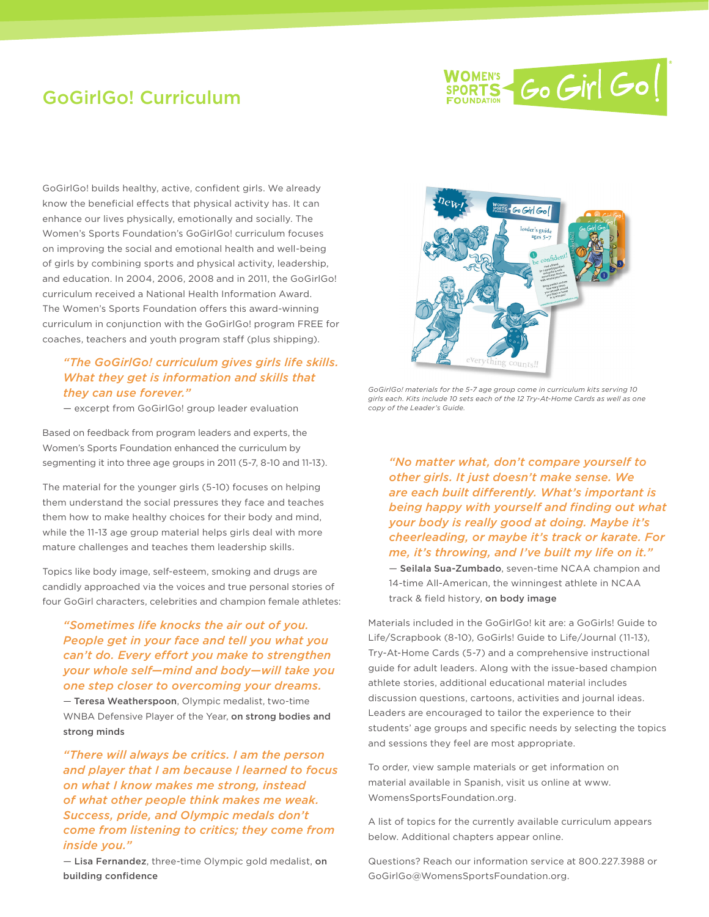# GoGirlGo! Curriculum

GoGirlGo! builds healthy, active, confident girls. We already know the beneficial effects that physical activity has. It can enhance our lives physically, emotionally and socially. The Women's Sports Foundation's GoGirlGo! curriculum focuses on improving the social and emotional health and well-being of girls by combining sports and physical activity, leadership, and education. In 2004, 2006, 2008 and in 2011, the GoGirlGo! curriculum received a National Health Information Award. The Women's Sports Foundation offers this award-winning curriculum in conjunction with the GoGirlGo! program FREE for coaches, teachers and youth program staff (plus shipping).

> *"The GoGirlGo! curriculum gives girls life skills. What they get is information and skills that they can use forever."*
>
> — excerpt from GoGirlGo! group leader evaluation

Based on feedback from program leaders and experts, the Women's Sports Foundation enhanced the curriculum by segmenting it into three age groups in 2011 (5-7, 8-10 and 11-13).

The material for the younger girls (5-10) focuses on helping them understand the social pressures they face and teaches them how to make healthy choices for their body and mind, while the 11-13 age group material helps girls deal with more mature challenges and teaches them leadership skills.

Topics like body image, self-esteem, smoking and drugs are candidly approached via the voices and true personal stories of four GoGirl characters, celebrities and champion female athletes:

> *"Sometimes life knocks the air out of you. People get in your face and tell you what you can't do. Every effort you make to strengthen your whole self—mind and body—will take you one step closer to overcoming your dreams.*
>
> — **Teresa Weatherspoon**, Olympic medalist, two-time WNBA Defensive Player of the Year, **on strong bodies and strong minds**

> *"There will always be critics. I am the person and player that I am because I learned to focus on what I know makes me strong, instead of what other people think makes me weak. Success, pride, and Olympic medals don't come from listening to critics; they come from inside you."*
>
> — **Lisa Fernandez**, three-time Olympic gold medalist, **on building confidence**

*GoGirlGo! materials for the 5-7 age group come in curriculum kits serving 10 girls each. Kits include 10 sets each of the 12 Try-At-Home Cards as well as one copy of the Leader's Guide.*

> *"No matter what, don't compare yourself to other girls. It just doesn't make sense. We are each built differently. What's important is being happy with yourself and finding out what your body is really good at doing. Maybe it's cheerleading, or maybe it's track or karate. For me, it's throwing, and I've built my life on it."*
>
> — **Seilala Sua-Zumbado**, seven-time NCAA champion and 14-time All-American, the winningest athlete in NCAA track & field history, **on body image**

Materials included in the GoGirlGo! kit are: a GoGirls! Guide to Life/Scrapbook (8-10), GoGirls! Guide to Life/Journal (11-13), Try-At-Home Cards (5-7) and a comprehensive instructional guide for adult leaders. Along with the issue-based champion athlete stories, additional educational material includes discussion questions, cartoons, activities and journal ideas. Leaders are encouraged to tailor the experience to their students' age groups and specific needs by selecting the topics and sessions they feel are most appropriate.

To order, view sample materials or get information on material available in Spanish, visit us online at www.WomensSportsFoundation.org.

A list of topics for the currently available curriculum appears below. Additional chapters appear online.

Questions? Reach our information service at 800.227.3988 or GoGirlGo@WomensSportsFoundation.org.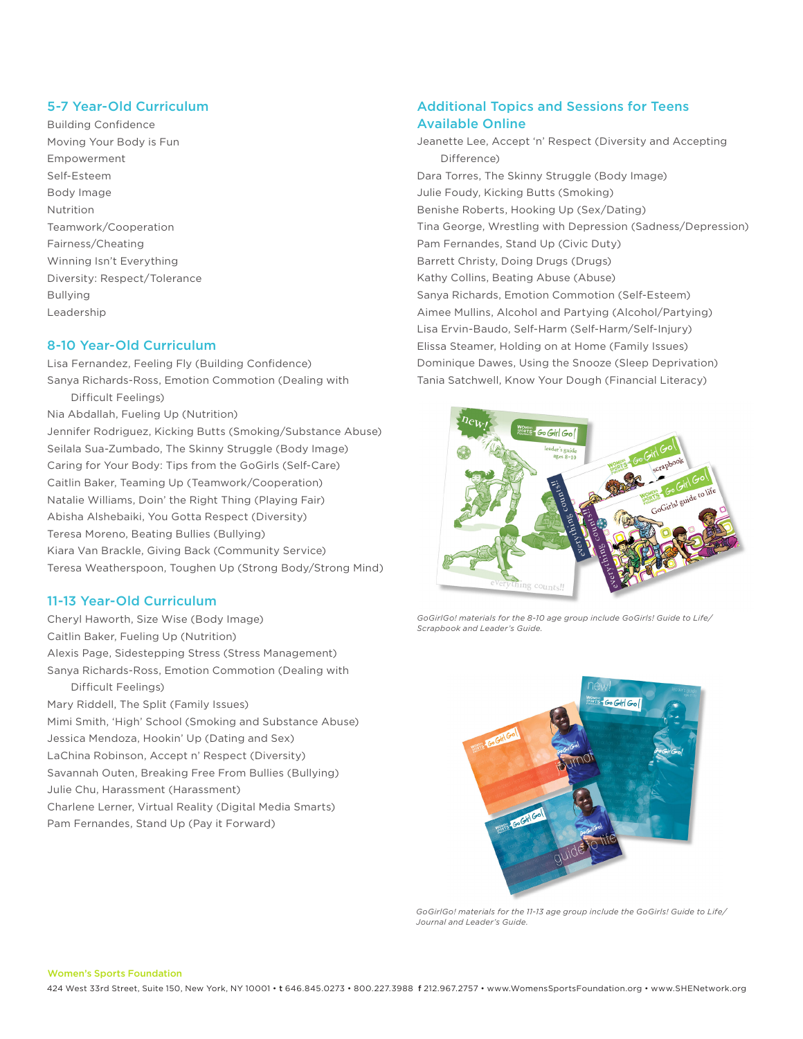## 5-7 Year-Old Curriculum

Building Confidence
Moving Your Body is Fun
Empowerment
Self-Esteem
Body Image
Nutrition
Teamwork/Cooperation
Fairness/Cheating
Winning Isn't Everything
Diversity: Respect/Tolerance
Bullying
Leadership

## 8-10 Year-Old Curriculum

Lisa Fernandez, Feeling Fly (Building Confidence)
Sanya Richards-Ross, Emotion Commotion (Dealing with Difficult Feelings)
Nia Abdallah, Fueling Up (Nutrition)
Jennifer Rodriguez, Kicking Butts (Smoking/Substance Abuse)
Seilala Sua-Zumbado, The Skinny Struggle (Body Image)
Caring for Your Body: Tips from the GoGirls (Self-Care)
Caitlin Baker, Teaming Up (Teamwork/Cooperation)
Natalie Williams, Doin' the Right Thing (Playing Fair)
Abisha Alshebaiki, You Gotta Respect (Diversity)
Teresa Moreno, Beating Bullies (Bullying)
Kiara Van Brackle, Giving Back (Community Service)
Teresa Weatherspoon, Toughen Up (Strong Body/Strong Mind)

## 11-13 Year-Old Curriculum

Cheryl Haworth, Size Wise (Body Image)
Caitlin Baker, Fueling Up (Nutrition)
Alexis Page, Sidestepping Stress (Stress Management)
Sanya Richards-Ross, Emotion Commotion (Dealing with Difficult Feelings)
Mary Riddell, The Split (Family Issues)
Mimi Smith, 'High' School (Smoking and Substance Abuse)
Jessica Mendoza, Hookin' Up (Dating and Sex)
LaChina Robinson, Accept n' Respect (Diversity)
Savannah Outen, Breaking Free From Bullies (Bullying)
Julie Chu, Harassment (Harassment)
Charlene Lerner, Virtual Reality (Digital Media Smarts)
Pam Fernandes, Stand Up (Pay it Forward)

## Additional Topics and Sessions for Teens Available Online

Jeanette Lee, Accept 'n' Respect (Diversity and Accepting Difference)
Dara Torres, The Skinny Struggle (Body Image)
Julie Foudy, Kicking Butts (Smoking)
Benishe Roberts, Hooking Up (Sex/Dating)
Tina George, Wrestling with Depression (Sadness/Depression)
Pam Fernandes, Stand Up (Civic Duty)
Barrett Christy, Doing Drugs (Drugs)
Kathy Collins, Beating Abuse (Abuse)
Sanya Richards, Emotion Commotion (Self-Esteem)
Aimee Mullins, Alcohol and Partying (Alcohol/Partying)
Lisa Ervin-Baudo, Self-Harm (Self-Harm/Self-Injury)
Elissa Steamer, Holding on at Home (Family Issues)
Dominique Dawes, Using the Snooze (Sleep Deprivation)
Tania Satchwell, Know Your Dough (Financial Literacy)

*GoGirlGo! materials for the 8-10 age group include GoGirls! Guide to Life/Scrapbook and Leader's Guide.*

*GoGirlGo! materials for the 11-13 age group include the GoGirls! Guide to Life/Journal and Leader's Guide.*

Women's Sports Foundation
424 West 33rd Street, Suite 150, New York, NY 10001 • t 646.845.0273 • 800.227.3988 f 212.967.2757 • www.WomensSportsFoundation.org • www.SHENetwork.org